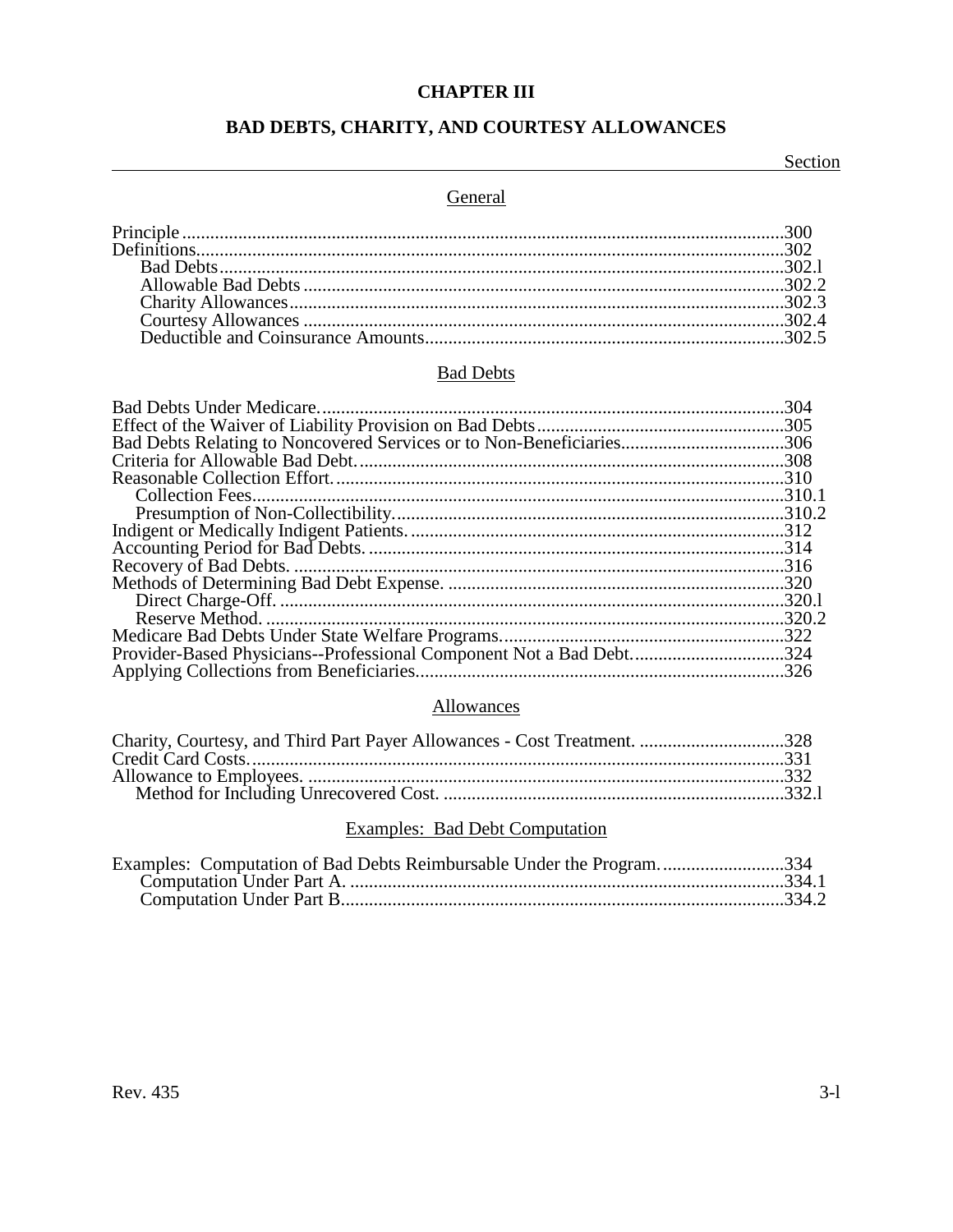# CHAPTER III

## BAD DEBTS, CHARITY, AND COURTESY ALLOWANCES

| | Section |
|---|---|
| **General** | |
| Principle | 300 |
| Definitions | 302 |
| Bad Debts | 302.l |
| Allowable Bad Debts | 302.2 |
| Charity Allowances | 302.3 |
| Courtesy Allowances | 302.4 |
| Deductible and Coinsurance Amounts | 302.5 |
| **Bad Debts** | |
| Bad Debts Under Medicare | 304 |
| Effect of the Waiver of Liability Provision on Bad Debts | 305 |
| Bad Debts Relating to Noncovered Services or to Non-Beneficiaries | 306 |
| Criteria for Allowable Bad Debt | 308 |
| Reasonable Collection Effort | 310 |
| Collection Fees | 310.1 |
| Presumption of Non-Collectibility | 310.2 |
| Indigent or Medically Indigent Patients | 312 |
| Accounting Period for Bad Debts | 314 |
| Recovery of Bad Debts | 316 |
| Methods of Determining Bad Debt Expense | 320 |
| Direct Charge-Off | 320.l |
| Reserve Method | 320.2 |
| Medicare Bad Debts Under State Welfare Programs | 322 |
| Provider-Based Physicians--Professional Component Not a Bad Debt | 324 |
| Applying Collections from Beneficiaries | 326 |
| **Allowances** | |
| Charity, Courtesy, and Third Part Payer Allowances - Cost Treatment | 328 |
| Credit Card Costs | 331 |
| Allowance to Employees | 332 |
| Method for Including Unrecovered Cost | 332.l |
| **Examples: Bad Debt Computation** | |
| Examples: Computation of Bad Debts Reimbursable Under the Program | 334 |
| Computation Under Part A | 334.1 |
| Computation Under Part B | 334.2 |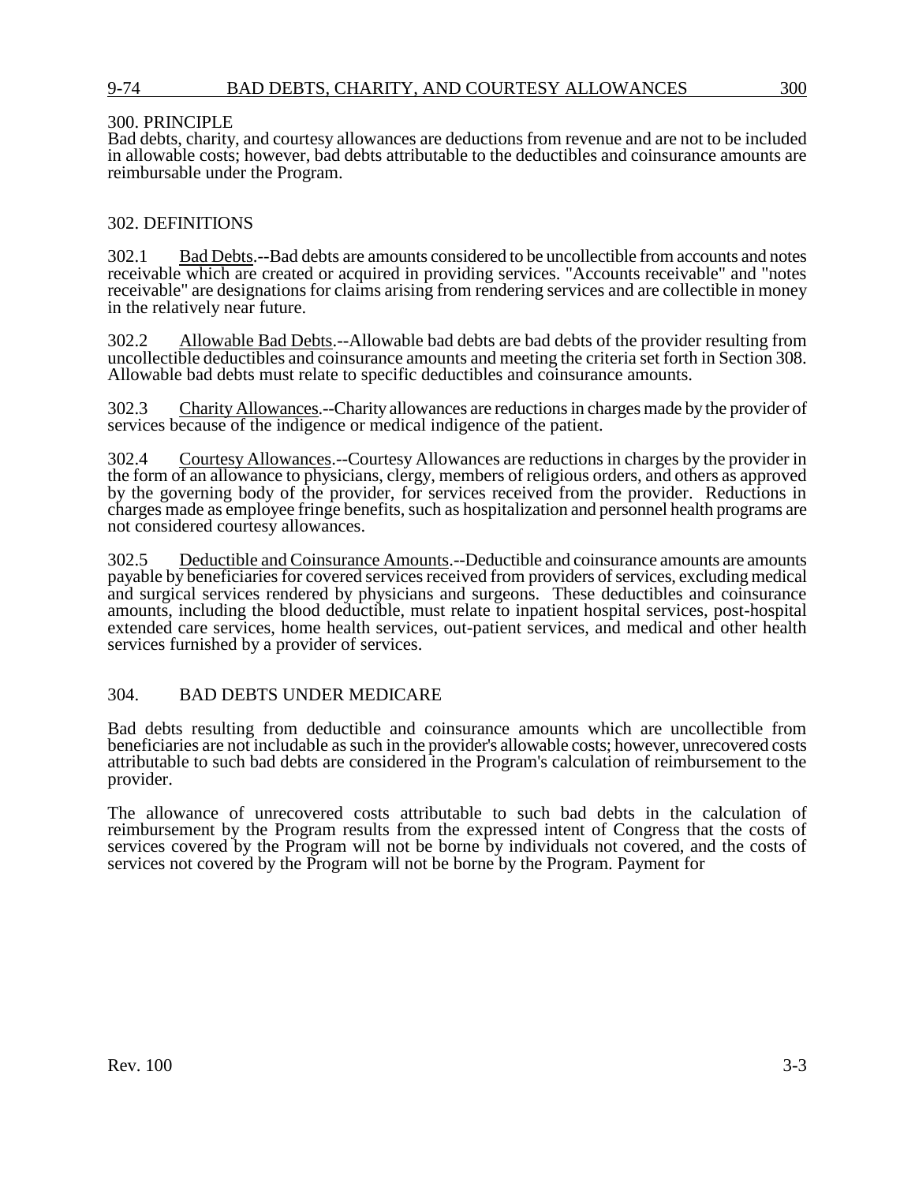## 300. PRINCIPLE

Bad debts, charity, and courtesy allowances are deductions from revenue and are not to be included in allowable costs; however, bad debts attributable to the deductibles and coinsurance amounts are reimbursable under the Program.

## 302. DEFINITIONS

302.1 Bad Debts.--Bad debts are amounts considered to be uncollectible from accounts and notes receivable which are created or acquired in providing services. "Accounts receivable" and "notes receivable" are designations for claims arising from rendering services and are collectible in money in the relatively near future.

302.2 Allowable Bad Debts.--Allowable bad debts are bad debts of the provider resulting from uncollectible deductibles and coinsurance amounts and meeting the criteria set forth in Section 308. Allowable bad debts must relate to specific deductibles and coinsurance amounts.

302.3 Charity Allowances.--Charity allowances are reductions in charges made by the provider of services because of the indigence or medical indigence of the patient.

302.4 Courtesy Allowances.--Courtesy Allowances are reductions in charges by the provider in the form of an allowance to physicians, clergy, members of religious orders, and others as approved by the governing body of the provider, for services received from the provider. Reductions in charges made as employee fringe benefits, such as hospitalization and personnel health programs are not considered courtesy allowances.

302.5 Deductible and Coinsurance Amounts.--Deductible and coinsurance amounts are amounts payable by beneficiaries for covered services received from providers of services, excluding medical and surgical services rendered by physicians and surgeons. These deductibles and coinsurance amounts, including the blood deductible, must relate to inpatient hospital services, post-hospital extended care services, home health services, out-patient services, and medical and other health services furnished by a provider of services.

## 304. BAD DEBTS UNDER MEDICARE

Bad debts resulting from deductible and coinsurance amounts which are uncollectible from beneficiaries are not includable as such in the provider's allowable costs; however, unrecovered costs attributable to such bad debts are considered in the Program's calculation of reimbursement to the provider.

The allowance of unrecovered costs attributable to such bad debts in the calculation of reimbursement by the Program results from the expressed intent of Congress that the costs of services covered by the Program will not be borne by individuals not covered, and the costs of services not covered by the Program will not be borne by the Program. Payment for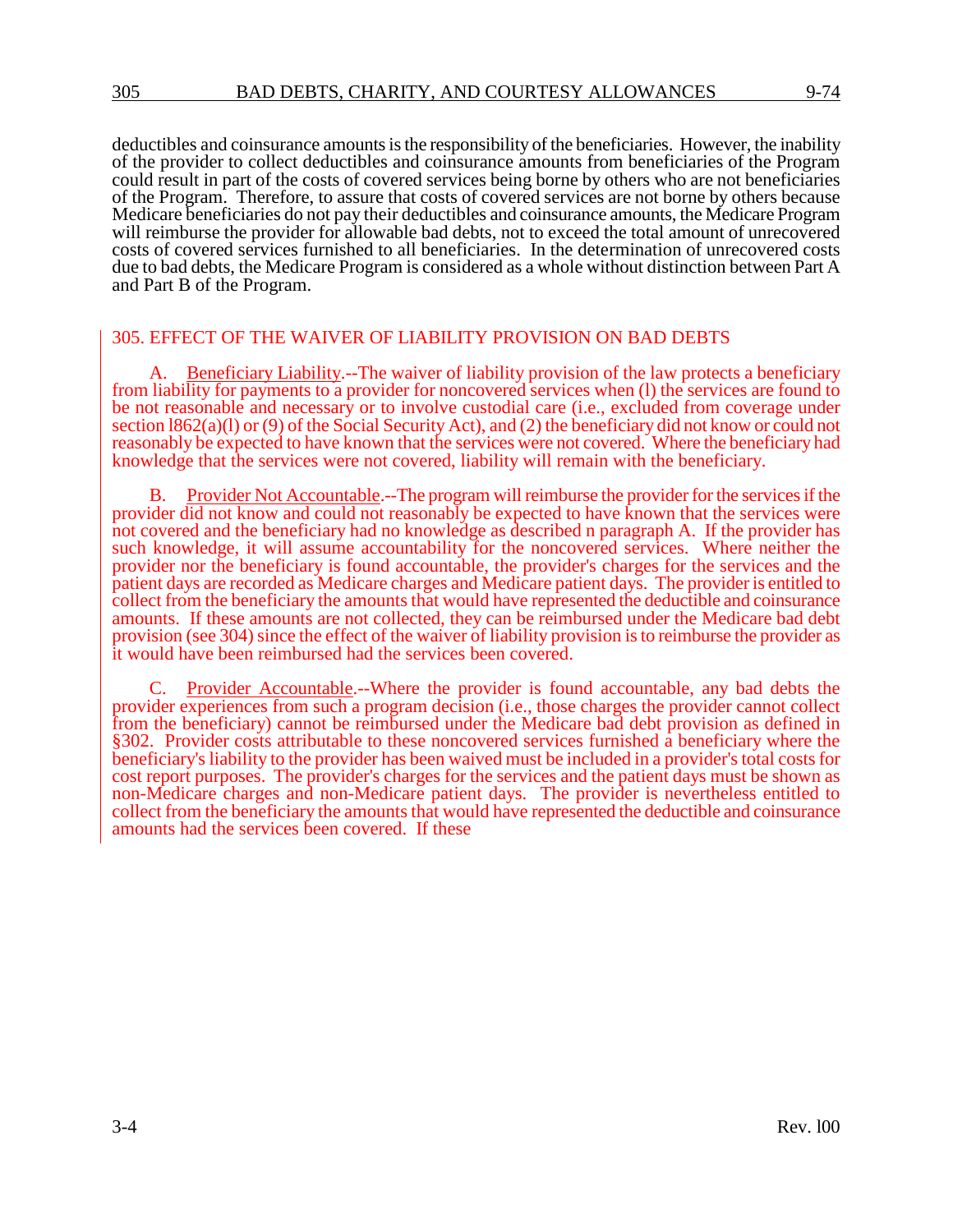deductibles and coinsurance amounts is the responsibility of the beneficiaries. However, the inability of the provider to collect deductibles and coinsurance amounts from beneficiaries of the Program could result in part of the costs of covered services being borne by others who are not beneficiaries of the Program. Therefore, to assure that costs of covered services are not borne by others because Medicare beneficiaries do not pay their deductibles and coinsurance amounts, the Medicare Program will reimburse the provider for allowable bad debts, not to exceed the total amount of unrecovered costs of covered services furnished to all beneficiaries. In the determination of unrecovered costs due to bad debts, the Medicare Program is considered as a whole without distinction between Part A and Part B of the Program.

## 305. EFFECT OF THE WAIVER OF LIABILITY PROVISION ON BAD DEBTS

A. Beneficiary Liability.--The waiver of liability provision of the law protects a beneficiary from liability for payments to a provider for noncovered services when (l) the services are found to be not reasonable and necessary or to involve custodial care (i.e., excluded from coverage under section l862(a)(l) or (9) of the Social Security Act), and (2) the beneficiary did not know or could not reasonably be expected to have known that the services were not covered. Where the beneficiary had knowledge that the services were not covered, liability will remain with the beneficiary.

B. Provider Not Accountable.--The program will reimburse the provider for the services if the provider did not know and could not reasonably be expected to have known that the services were not covered and the beneficiary had no knowledge as described n paragraph A. If the provider has such knowledge, it will assume accountability for the noncovered services. Where neither the provider nor the beneficiary is found accountable, the provider's charges for the services and the patient days are recorded as Medicare charges and Medicare patient days. The provider is entitled to collect from the beneficiary the amounts that would have represented the deductible and coinsurance amounts. If these amounts are not collected, they can be reimbursed under the Medicare bad debt provision (see 304) since the effect of the waiver of liability provision is to reimburse the provider as it would have been reimbursed had the services been covered.

C. Provider Accountable.--Where the provider is found accountable, any bad debts the provider experiences from such a program decision (i.e., those charges the provider cannot collect from the beneficiary) cannot be reimbursed under the Medicare bad debt provision as defined in §302. Provider costs attributable to these noncovered services furnished a beneficiary where the beneficiary's liability to the provider has been waived must be included in a provider's total costs for cost report purposes. The provider's charges for the services and the patient days must be shown as non-Medicare charges and non-Medicare patient days. The provider is nevertheless entitled to collect from the beneficiary the amounts that would have represented the deductible and coinsurance amounts had the services been covered. If these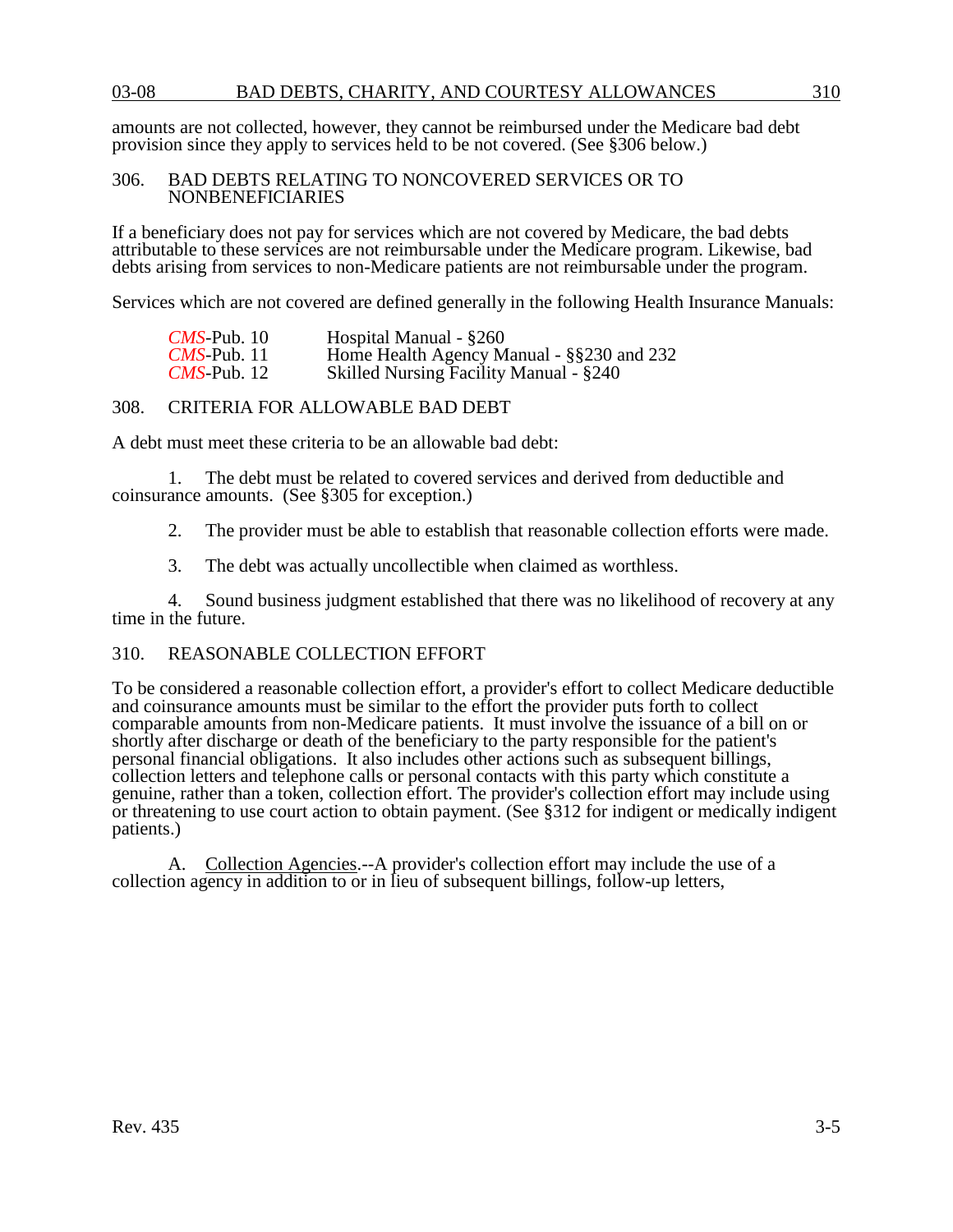amounts are not collected, however, they cannot be reimbursed under the Medicare bad debt provision since they apply to services held to be not covered. (See §306 below.)

## 306. BAD DEBTS RELATING TO NONCOVERED SERVICES OR TO NONBENEFICIARIES

If a beneficiary does not pay for services which are not covered by Medicare, the bad debts attributable to these services are not reimbursable under the Medicare program. Likewise, bad debts arising from services to non-Medicare patients are not reimbursable under the program.

Services which are not covered are defined generally in the following Health Insurance Manuals:

| | |
|---|---|
| *CMS*-Pub. 10 | Hospital Manual - §260 |
| *CMS*-Pub. 11 | Home Health Agency Manual - §§230 and 232 |
| *CMS*-Pub. 12 | Skilled Nursing Facility Manual - §240 |

## 308. CRITERIA FOR ALLOWABLE BAD DEBT

A debt must meet these criteria to be an allowable bad debt:

1. The debt must be related to covered services and derived from deductible and coinsurance amounts. (See §305 for exception.)

2. The provider must be able to establish that reasonable collection efforts were made.

3. The debt was actually uncollectible when claimed as worthless.

4. Sound business judgment established that there was no likelihood of recovery at any time in the future.

## 310. REASONABLE COLLECTION EFFORT

To be considered a reasonable collection effort, a provider's effort to collect Medicare deductible and coinsurance amounts must be similar to the effort the provider puts forth to collect comparable amounts from non-Medicare patients. It must involve the issuance of a bill on or shortly after discharge or death of the beneficiary to the party responsible for the patient's personal financial obligations. It also includes other actions such as subsequent billings, collection letters and telephone calls or personal contacts with this party which constitute a genuine, rather than a token, collection effort. The provider's collection effort may include using or threatening to use court action to obtain payment. (See §312 for indigent or medically indigent patients.)

A. Collection Agencies.--A provider's collection effort may include the use of a collection agency in addition to or in lieu of subsequent billings, follow-up letters,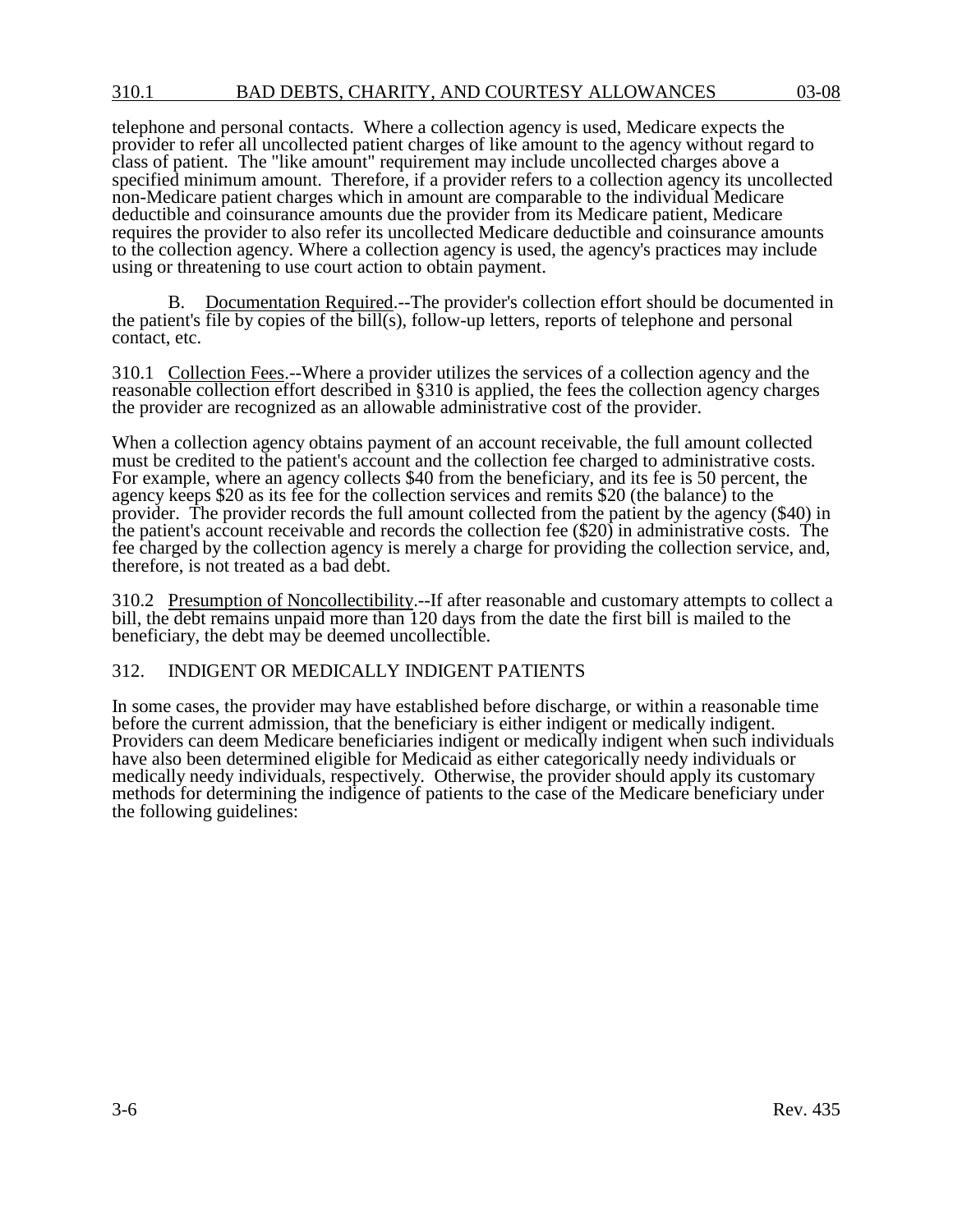telephone and personal contacts. Where a collection agency is used, Medicare expects the provider to refer all uncollected patient charges of like amount to the agency without regard to class of patient. The "like amount" requirement may include uncollected charges above a specified minimum amount. Therefore, if a provider refers to a collection agency its uncollected non-Medicare patient charges which in amount are comparable to the individual Medicare deductible and coinsurance amounts due the provider from its Medicare patient, Medicare requires the provider to also refer its uncollected Medicare deductible and coinsurance amounts to the collection agency. Where a collection agency is used, the agency's practices may include using or threatening to use court action to obtain payment.

B. Documentation Required.--The provider's collection effort should be documented in the patient's file by copies of the bill(s), follow-up letters, reports of telephone and personal contact, etc.

310.1 Collection Fees.--Where a provider utilizes the services of a collection agency and the reasonable collection effort described in §310 is applied, the fees the collection agency charges the provider are recognized as an allowable administrative cost of the provider.

When a collection agency obtains payment of an account receivable, the full amount collected must be credited to the patient's account and the collection fee charged to administrative costs. For example, where an agency collects $40 from the beneficiary, and its fee is 50 percent, the agency keeps $20 as its fee for the collection services and remits $20 (the balance) to the provider. The provider records the full amount collected from the patient by the agency ($40) in the patient's account receivable and records the collection fee ($20) in administrative costs. The fee charged by the collection agency is merely a charge for providing the collection service, and, therefore, is not treated as a bad debt.

310.2 Presumption of Noncollectibility.--If after reasonable and customary attempts to collect a bill, the debt remains unpaid more than 120 days from the date the first bill is mailed to the beneficiary, the debt may be deemed uncollectible.

## 312. INDIGENT OR MEDICALLY INDIGENT PATIENTS

In some cases, the provider may have established before discharge, or within a reasonable time before the current admission, that the beneficiary is either indigent or medically indigent. Providers can deem Medicare beneficiaries indigent or medically indigent when such individuals have also been determined eligible for Medicaid as either categorically needy individuals or medically needy individuals, respectively. Otherwise, the provider should apply its customary methods for determining the indigence of patients to the case of the Medicare beneficiary under the following guidelines: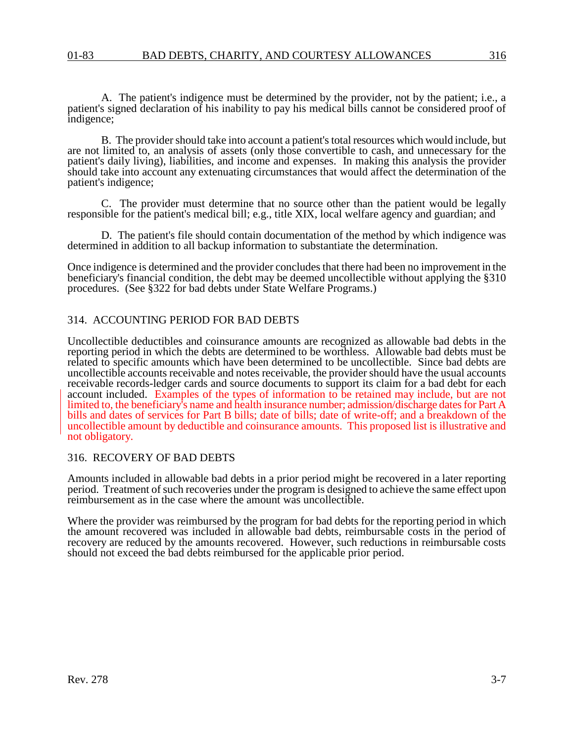A. The patient's indigence must be determined by the provider, not by the patient; i.e., a patient's signed declaration of his inability to pay his medical bills cannot be considered proof of indigence;

B. The provider should take into account a patient's total resources which would include, but are not limited to, an analysis of assets (only those convertible to cash, and unnecessary for the patient's daily living), liabilities, and income and expenses. In making this analysis the provider should take into account any extenuating circumstances that would affect the determination of the patient's indigence;

C. The provider must determine that no source other than the patient would be legally responsible for the patient's medical bill; e.g., title XIX, local welfare agency and guardian; and

D. The patient's file should contain documentation of the method by which indigence was determined in addition to all backup information to substantiate the determination.

Once indigence is determined and the provider concludes that there had been no improvement in the beneficiary's financial condition, the debt may be deemed uncollectible without applying the §310 procedures. (See §322 for bad debts under State Welfare Programs.)

## 314. ACCOUNTING PERIOD FOR BAD DEBTS

Uncollectible deductibles and coinsurance amounts are recognized as allowable bad debts in the reporting period in which the debts are determined to be worthless. Allowable bad debts must be related to specific amounts which have been determined to be uncollectible. Since bad debts are uncollectible accounts receivable and notes receivable, the provider should have the usual accounts receivable records-ledger cards and source documents to support its claim for a bad debt for each account included. Examples of the types of information to be retained may include, but are not limited to, the beneficiary's name and health insurance number; admission/discharge dates for Part A bills and dates of services for Part B bills; date of bills; date of write-off; and a breakdown of the uncollectible amount by deductible and coinsurance amounts. This proposed list is illustrative and not obligatory.

## 316. RECOVERY OF BAD DEBTS

Amounts included in allowable bad debts in a prior period might be recovered in a later reporting period. Treatment of such recoveries under the program is designed to achieve the same effect upon reimbursement as in the case where the amount was uncollectible.

Where the provider was reimbursed by the program for bad debts for the reporting period in which the amount recovered was included in allowable bad debts, reimbursable costs in the period of recovery are reduced by the amounts recovered. However, such reductions in reimbursable costs should not exceed the bad debts reimbursed for the applicable prior period.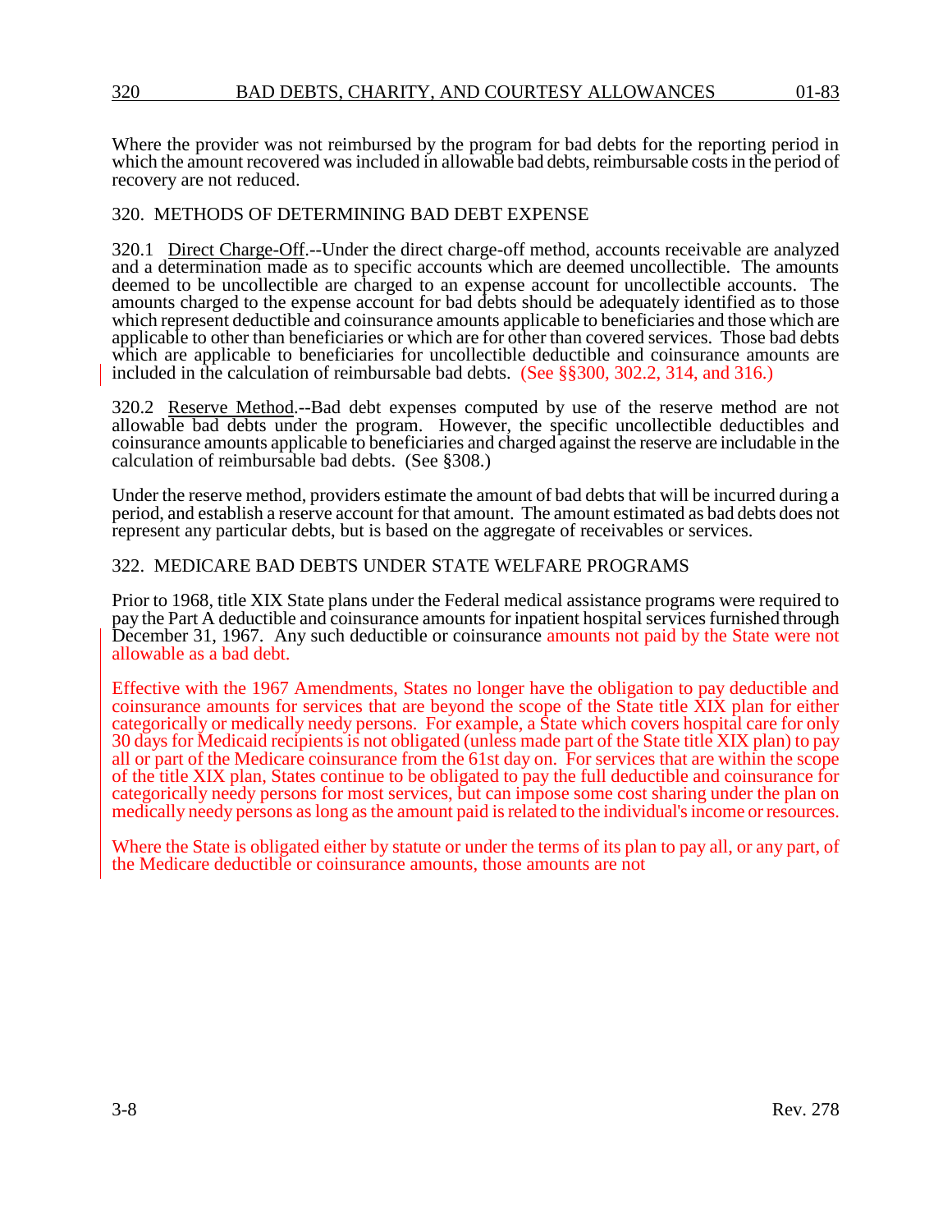Where the provider was not reimbursed by the program for bad debts for the reporting period in which the amount recovered was included in allowable bad debts, reimbursable costs in the period of recovery are not reduced.

## 320. METHODS OF DETERMINING BAD DEBT EXPENSE

320.1 Direct Charge-Off.--Under the direct charge-off method, accounts receivable are analyzed and a determination made as to specific accounts which are deemed uncollectible. The amounts deemed to be uncollectible are charged to an expense account for uncollectible accounts. The amounts charged to the expense account for bad debts should be adequately identified as to those which represent deductible and coinsurance amounts applicable to beneficiaries and those which are applicable to other than beneficiaries or which are for other than covered services. Those bad debts which are applicable to beneficiaries for uncollectible deductible and coinsurance amounts are included in the calculation of reimbursable bad debts. (See §§300, 302.2, 314, and 316.)

320.2 Reserve Method.--Bad debt expenses computed by use of the reserve method are not allowable bad debts under the program. However, the specific uncollectible deductibles and coinsurance amounts applicable to beneficiaries and charged against the reserve are includable in the calculation of reimbursable bad debts. (See §308.)

Under the reserve method, providers estimate the amount of bad debts that will be incurred during a period, and establish a reserve account for that amount. The amount estimated as bad debts does not represent any particular debts, but is based on the aggregate of receivables or services.

## 322. MEDICARE BAD DEBTS UNDER STATE WELFARE PROGRAMS

Prior to 1968, title XIX State plans under the Federal medical assistance programs were required to pay the Part A deductible and coinsurance amounts for inpatient hospital services furnished through December 31, 1967. Any such deductible or coinsurance amounts not paid by the State were not allowable as a bad debt.

Effective with the 1967 Amendments, States no longer have the obligation to pay deductible and coinsurance amounts for services that are beyond the scope of the State title XIX plan for either categorically or medically needy persons. For example, a State which covers hospital care for only 30 days for Medicaid recipients is not obligated (unless made part of the State title XIX plan) to pay all or part of the Medicare coinsurance from the 61st day on. For services that are within the scope of the title XIX plan, States continue to be obligated to pay the full deductible and coinsurance for categorically needy persons for most services, but can impose some cost sharing under the plan on medically needy persons as long as the amount paid is related to the individual's income or resources.

Where the State is obligated either by statute or under the terms of its plan to pay all, or any part, of the Medicare deductible or coinsurance amounts, those amounts are not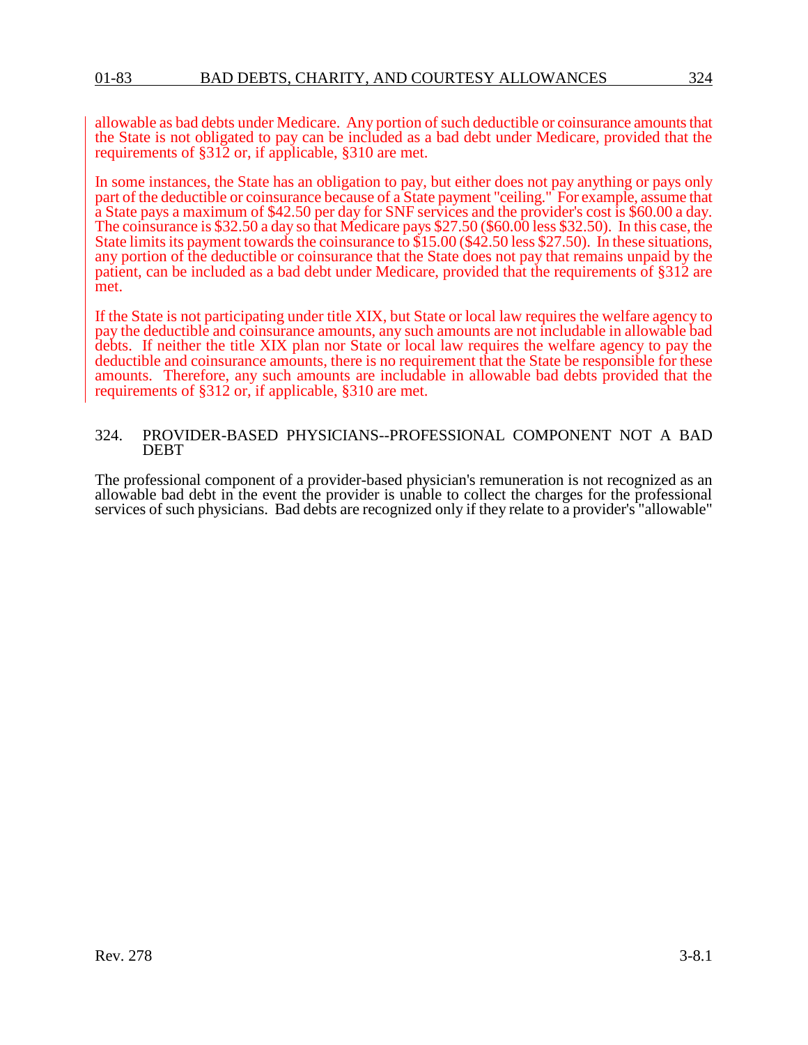allowable as bad debts under Medicare. Any portion of such deductible or coinsurance amounts that the State is not obligated to pay can be included as a bad debt under Medicare, provided that the requirements of §312 or, if applicable, §310 are met.

In some instances, the State has an obligation to pay, but either does not pay anything or pays only part of the deductible or coinsurance because of a State payment "ceiling." For example, assume that a State pays a maximum of $42.50 per day for SNF services and the provider's cost is $60.00 a day. The coinsurance is $32.50 a day so that Medicare pays $27.50 ($60.00 less $32.50). In this case, the State limits its payment towards the coinsurance to $15.00 ($42.50 less $27.50). In these situations, any portion of the deductible or coinsurance that the State does not pay that remains unpaid by the patient, can be included as a bad debt under Medicare, provided that the requirements of §312 are met.

If the State is not participating under title XIX, but State or local law requires the welfare agency to pay the deductible and coinsurance amounts, any such amounts are not includable in allowable bad debts. If neither the title XIX plan nor State or local law requires the welfare agency to pay the deductible and coinsurance amounts, there is no requirement that the State be responsible for these amounts. Therefore, any such amounts are includable in allowable bad debts provided that the requirements of §312 or, if applicable, §310 are met.

## 324. PROVIDER-BASED PHYSICIANS--PROFESSIONAL COMPONENT NOT A BAD DEBT

The professional component of a provider-based physician's remuneration is not recognized as an allowable bad debt in the event the provider is unable to collect the charges for the professional services of such physicians. Bad debts are recognized only if they relate to a provider's "allowable"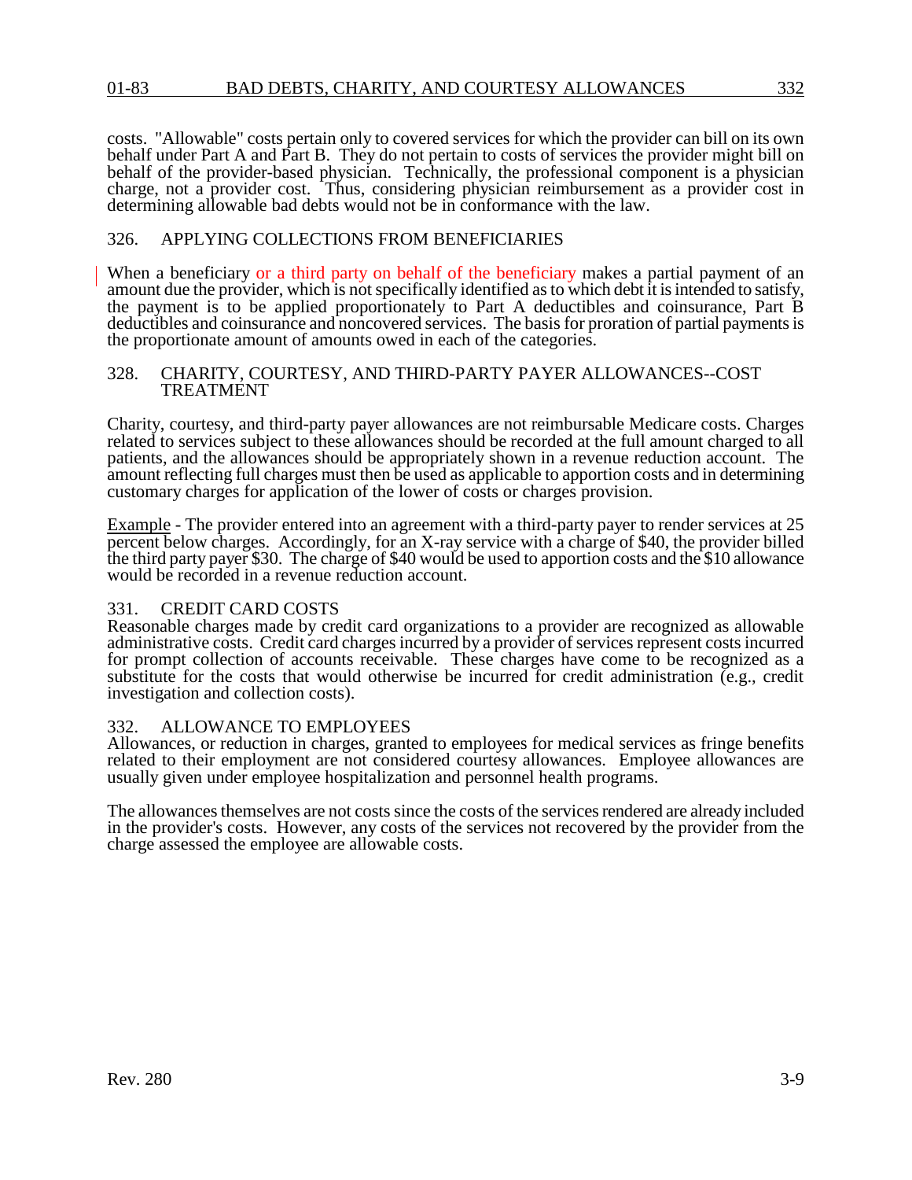costs. "Allowable" costs pertain only to covered services for which the provider can bill on its own behalf under Part A and Part B. They do not pertain to costs of services the provider might bill on behalf of the provider-based physician. Technically, the professional component is a physician charge, not a provider cost. Thus, considering physician reimbursement as a provider cost in determining allowable bad debts would not be in conformance with the law.

## 326. APPLYING COLLECTIONS FROM BENEFICIARIES

When a beneficiary or a third party on behalf of the beneficiary makes a partial payment of an amount due the provider, which is not specifically identified as to which debt it is intended to satisfy, the payment is to be applied proportionately to Part A deductibles and coinsurance, Part B deductibles and coinsurance and noncovered services. The basis for proration of partial payments is the proportionate amount of amounts owed in each of the categories.

## 328. CHARITY, COURTESY, AND THIRD-PARTY PAYER ALLOWANCES--COST TREATMENT

Charity, courtesy, and third-party payer allowances are not reimbursable Medicare costs. Charges related to services subject to these allowances should be recorded at the full amount charged to all patients, and the allowances should be appropriately shown in a revenue reduction account. The amount reflecting full charges must then be used as applicable to apportion costs and in determining customary charges for application of the lower of costs or charges provision.

Example - The provider entered into an agreement with a third-party payer to render services at 25 percent below charges. Accordingly, for an X-ray service with a charge of $40, the provider billed the third party payer $30. The charge of $40 would be used to apportion costs and the $10 allowance would be recorded in a revenue reduction account.

## 331. CREDIT CARD COSTS

Reasonable charges made by credit card organizations to a provider are recognized as allowable administrative costs. Credit card charges incurred by a provider of services represent costs incurred for prompt collection of accounts receivable. These charges have come to be recognized as a substitute for the costs that would otherwise be incurred for credit administration (e.g., credit investigation and collection costs).

## 332. ALLOWANCE TO EMPLOYEES

Allowances, or reduction in charges, granted to employees for medical services as fringe benefits related to their employment are not considered courtesy allowances. Employee allowances are usually given under employee hospitalization and personnel health programs.

The allowances themselves are not costs since the costs of the services rendered are already included in the provider's costs. However, any costs of the services not recovered by the provider from the charge assessed the employee are allowable costs.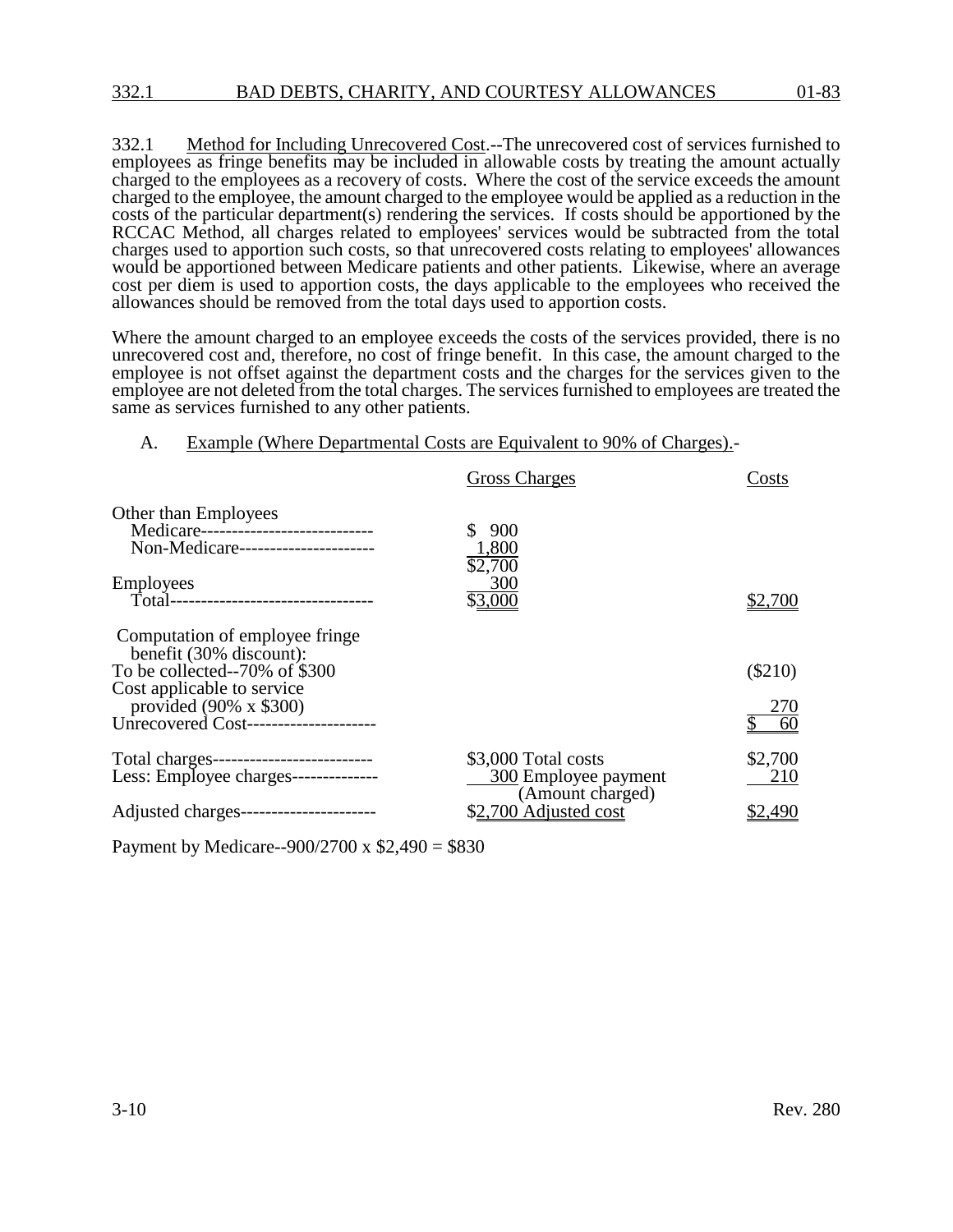332.1 Method for Including Unrecovered Cost.--The unrecovered cost of services furnished to employees as fringe benefits may be included in allowable costs by treating the amount actually charged to the employees as a recovery of costs. Where the cost of the service exceeds the amount charged to the employee, the amount charged to the employee would be applied as a reduction in the costs of the particular department(s) rendering the services. If costs should be apportioned by the RCCAC Method, all charges related to employees' services would be subtracted from the total charges used to apportion such costs, so that unrecovered costs relating to employees' allowances would be apportioned between Medicare patients and other patients. Likewise, where an average cost per diem is used to apportion costs, the days applicable to the employees who received the allowances should be removed from the total days used to apportion costs.

Where the amount charged to an employee exceeds the costs of the services provided, there is no unrecovered cost and, therefore, no cost of fringe benefit. In this case, the amount charged to the employee is not offset against the department costs and the charges for the services given to the employee are not deleted from the total charges. The services furnished to employees are treated the same as services furnished to any other patients.

A. Example (Where Departmental Costs are Equivalent to 90% of Charges).-

| | Gross Charges | Costs |
|---|---|---|
| Other than Employees | | |
| Medicare---------------------------- | $ 900 | |
| Non-Medicare---------------------- | 1,800 | |
| | $2,700 | |
| Employees | 300 | |
| Total---------------------------------- | $3,000 | $2,700 |
| Computation of employee fringe benefit (30% discount): | | |
| To be collected--70% of $300 | | ($210) |
| Cost applicable to service provided (90% x $300) | | 270 |
| Unrecovered Cost--------------------- | | $ 60 |
| Total charges-------------------------- | $3,000 Total costs | $2,700 |
| Less: Employee charges-------------- | 300 Employee payment (Amount charged) | 210 |
| Adjusted charges---------------------- | $2,700 Adjusted cost | $2,490 |

Payment by Medicare--900/2700 x $2,490 = $830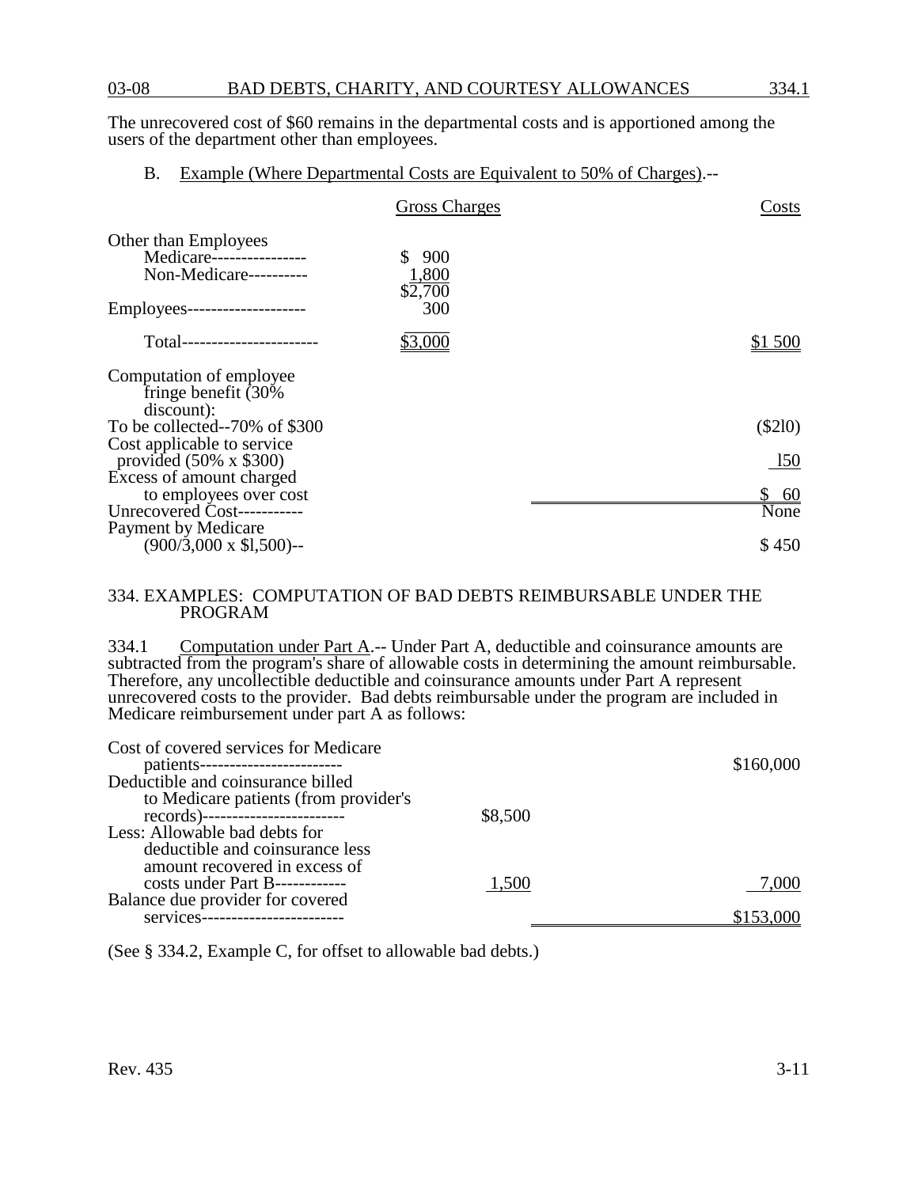The unrecovered cost of $60 remains in the departmental costs and is apportioned among the users of the department other than employees.

B. Example (Where Departmental Costs are Equivalent to 50% of Charges).--

| | Gross Charges | Costs |
|---|---|---|
| Other than Employees | | |
| Medicare---------------- | $ 900 | |
| Non-Medicare---------- | 1,800 | |
| | $2,700 | |
| Employees-------------------- | 300 | |
| Total----------------------- | $3,000 | $1 500 |
| Computation of employee fringe benefit (30% discount): | | |
| To be collected--70% of $300 | | ($2l0) |
| Cost applicable to service provided (50% x $300) | | l50 |
| Excess of amount charged to employees over cost | | $ 60 |
| Unrecovered Cost----------- | | None |
| Payment by Medicare (900/3,000 x $l,500)-- | | $ 450 |

## 334. EXAMPLES: COMPUTATION OF BAD DEBTS REIMBURSABLE UNDER THE PROGRAM

334.1 Computation under Part A.-- Under Part A, deductible and coinsurance amounts are subtracted from the program's share of allowable costs in determining the amount reimbursable. Therefore, any uncollectible deductible and coinsurance amounts under Part A represent unrecovered costs to the provider. Bad debts reimbursable under the program are included in Medicare reimbursement under part A as follows:

| | | |
|---|---|---|
| Cost of covered services for Medicare patients------------------------ | | $160,000 |
| Deductible and coinsurance billed to Medicare patients (from provider's records)------------------------ | $8,500 | |
| Less: Allowable bad debts for deductible and coinsurance less amount recovered in excess of costs under Part B------------ | 1,500 | 7,000 |
| Balance due provider for covered services------------------------ | | $153,000 |

(See § 334.2, Example C, for offset to allowable bad debts.)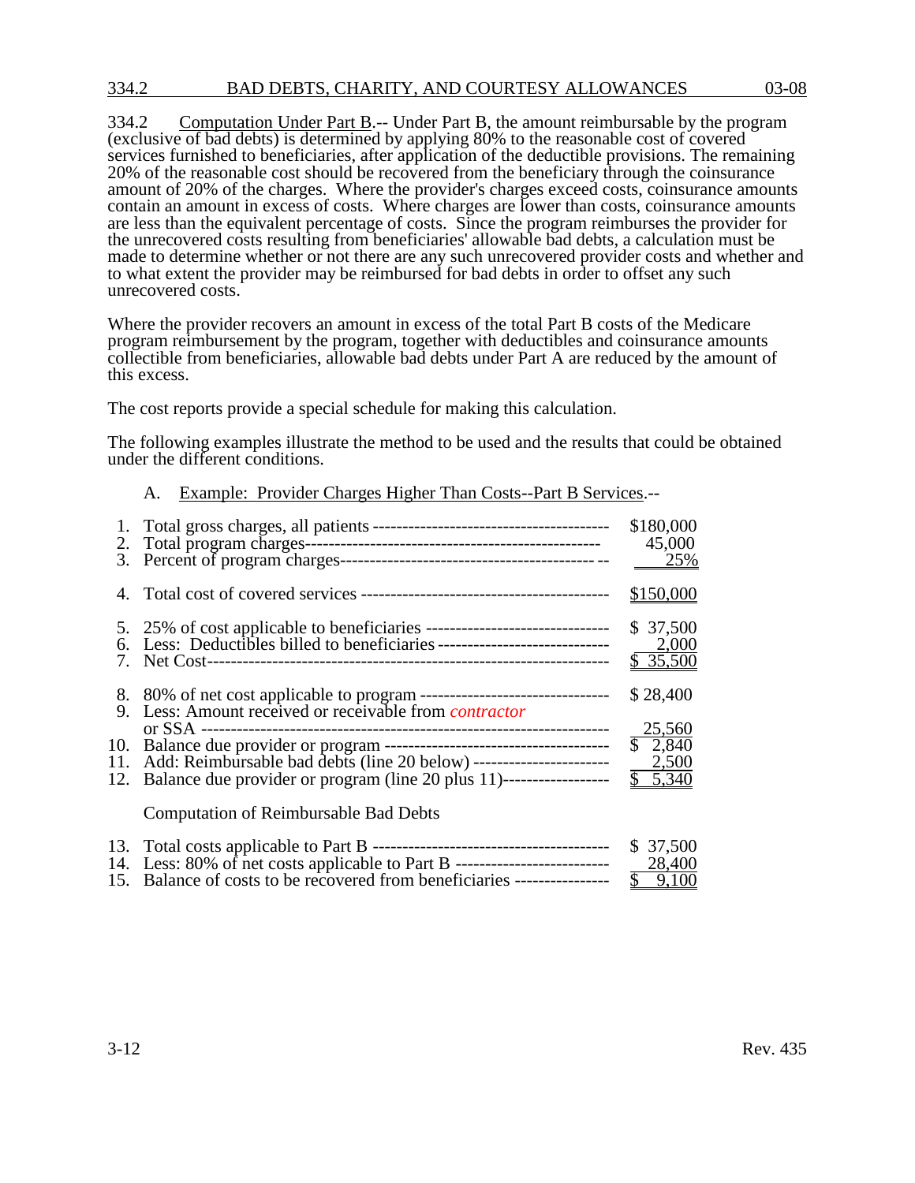334.2 Computation Under Part B.-- Under Part B, the amount reimbursable by the program (exclusive of bad debts) is determined by applying 80% to the reasonable cost of covered services furnished to beneficiaries, after application of the deductible provisions. The remaining 20% of the reasonable cost should be recovered from the beneficiary through the coinsurance amount of 20% of the charges. Where the provider's charges exceed costs, coinsurance amounts contain an amount in excess of costs. Where charges are lower than costs, coinsurance amounts are less than the equivalent percentage of costs. Since the program reimburses the provider for the unrecovered costs resulting from beneficiaries' allowable bad debts, a calculation must be made to determine whether or not there are any such unrecovered provider costs and whether and to what extent the provider may be reimbursed for bad debts in order to offset any such unrecovered costs.

Where the provider recovers an amount in excess of the total Part B costs of the Medicare program reimbursement by the program, together with deductibles and coinsurance amounts collectible from beneficiaries, allowable bad debts under Part A are reduced by the amount of this excess.

The cost reports provide a special schedule for making this calculation.

The following examples illustrate the method to be used and the results that could be obtained under the different conditions.

A. Example: Provider Charges Higher Than Costs--Part B Services.--

| | | |
|---|---|---|
| 1. | Total gross charges, all patients | $180,000 |
| 2. | Total program charges | 45,000 |
| 3. | Percent of program charges | 25% |
| 4. | Total cost of covered services | $150,000 |
| 5. | 25% of cost applicable to beneficiaries | $ 37,500 |
| 6. | Less: Deductibles billed to beneficiaries | 2,000 |
| 7. | Net Cost | $ 35,500 |
| 8. | 80% of net cost applicable to program | $ 28,400 |
| 9. | Less: Amount received or receivable from *contractor* or SSA | 25,560 |
| 10. | Balance due provider or program | $ 2,840 |
| 11. | Add: Reimbursable bad debts (line 20 below) | 2,500 |
| 12. | Balance due provider or program (line 20 plus 11) | $ 5,340 |

Computation of Reimbursable Bad Debts

| | | |
|---|---|---|
| 13. | Total costs applicable to Part B | $ 37,500 |
| 14. | Less: 80% of net costs applicable to Part B | 28,400 |
| 15. | Balance of costs to be recovered from beneficiaries | $ 9,100 |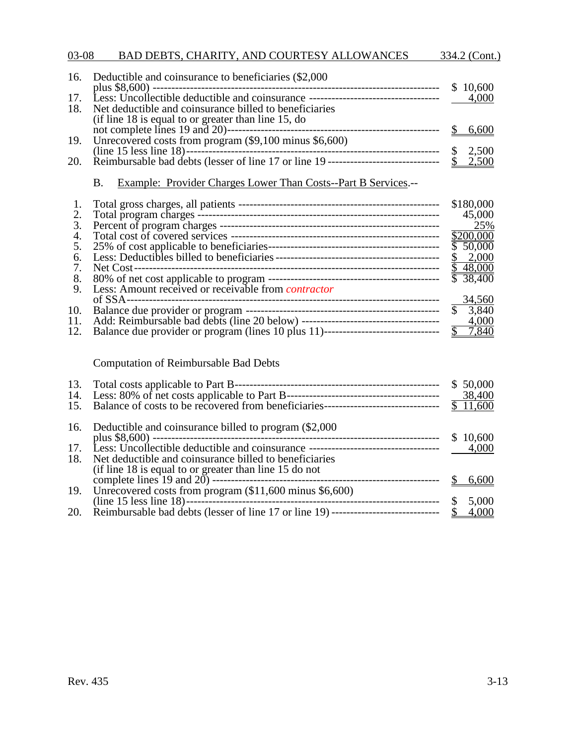| | | |
|---|---|---|
| 16. | Deductible and coinsurance to beneficiaries ($2,000 plus $8,600) | $ 10,600 |
| 17. | Less: Uncollectible deductible and coinsurance | 4,000 |
| 18. | Net deductible and coinsurance billed to beneficiaries (if line 18 is equal to or greater than line 15, do not complete lines 19 and 20) | $ 6,600 |
| 19. | Unrecovered costs from program ($9,100 minus $6,600) (line 15 less line 18) | $ 2,500 |
| 20. | Reimbursable bad debts (lesser of line 17 or line 19 | $ 2,500 |

B. Example: Provider Charges Lower Than Costs--Part B Services.--

| | | |
|---|---|---|
| 1. | Total gross charges, all patients | $180,000 |
| 2. | Total program charges | 45,000 |
| 3. | Percent of program charges | 25% |
| 4. | Total cost of covered services | $200,000 |
| 5. | 25% of cost applicable to beneficiaries | $ 50,000 |
| 6. | Less: Deductibles billed to beneficiaries | $ 2,000 |
| 7. | Net Cost | $ 48,000 |
| 8. | 80% of net cost applicable to program | $ 38,400 |
| 9. | Less: Amount received or receivable from *contractor* of SSA | 34,560 |
| 10. | Balance due provider or program | $ 3,840 |
| 11. | Add: Reimbursable bad debts (line 20 below) | 4,000 |
| 12. | Balance due provider or program (lines 10 plus 11) | $ 7,840 |

Computation of Reimbursable Bad Debts

| | | |
|---|---|---|
| 13. | Total costs applicable to Part B | $ 50,000 |
| 14. | Less: 80% of net costs applicable to Part B | 38,400 |
| 15. | Balance of costs to be recovered from beneficiaries | $ 11,600 |
| 16. | Deductible and coinsurance billed to program ($2,000 plus $8,600) | $ 10,600 |
| 17. | Less: Uncollectible deductible and coinsurance | 4,000 |
| 18. | Net deductible and coinsurance billed to beneficiaries (if line 18 is equal to or greater than line 15 do not complete lines 19 and 20) | $ 6,600 |
| 19. | Unrecovered costs from program ($11,600 minus $6,600) (line 15 less line 18) | $ 5,000 |
| 20. | Reimbursable bad debts (lesser of line 17 or line 19) | $ 4,000 |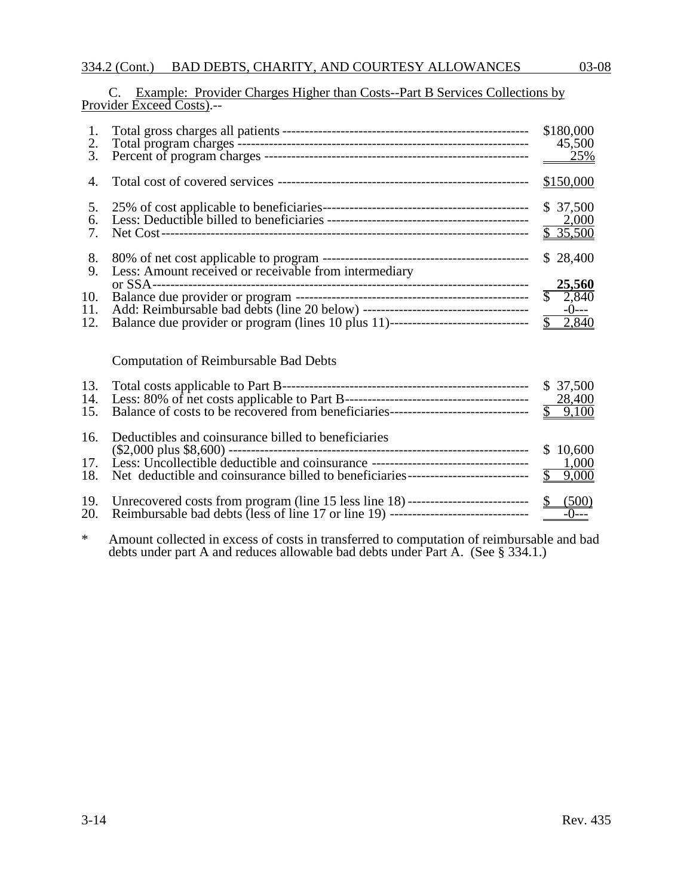C. Example: Provider Charges Higher than Costs--Part B Services Collections by Provider Exceed Costs).--

| | | |
|---|---|---|
| 1. | Total gross charges all patients | $180,000 |
| 2. | Total program charges | 45,500 |
| 3. | Percent of program charges | 25% |
| 4. | Total cost of covered services | $150,000 |
| 5. | 25% of cost applicable to beneficiaries | $ 37,500 |
| 6. | Less: Deductible billed to beneficiaries | 2,000 |
| 7. | Net Cost | $ 35,500 |
| 8. | 80% of net cost applicable to program | $ 28,400 |
| 9. | Less: Amount received or receivable from intermediary or SSA | **25,560** |
| 10. | Balance due provider or program | $ 2,840 |
| 11. | Add: Reimbursable bad debts (line 20 below) | -0--- |
| 12. | Balance due provider or program (lines 10 plus 11) | $ 2,840 |

Computation of Reimbursable Bad Debts

| | | |
|---|---|---|
| 13. | Total costs applicable to Part B | $ 37,500 |
| 14. | Less: 80% of net costs applicable to Part B | 28,400 |
| 15. | Balance of costs to be recovered from beneficiaries | $ 9,100 |
| 16. | Deductibles and coinsurance billed to beneficiaries ($2,000 plus $8,600) | $ 10,600 |
| 17. | Less: Uncollectible deductible and coinsurance | 1,000 |
| 18. | Net deductible and coinsurance billed to beneficiaries | $ 9,000 |
| 19. | Unrecovered costs from program (line 15 less line 18) | $ (500) |
| 20. | Reimbursable bad debts (less of line 17 or line 19) | -0--- |

\* Amount collected in excess of costs in transferred to computation of reimbursable and bad debts under part A and reduces allowable bad debts under Part A. (See § 334.1.)